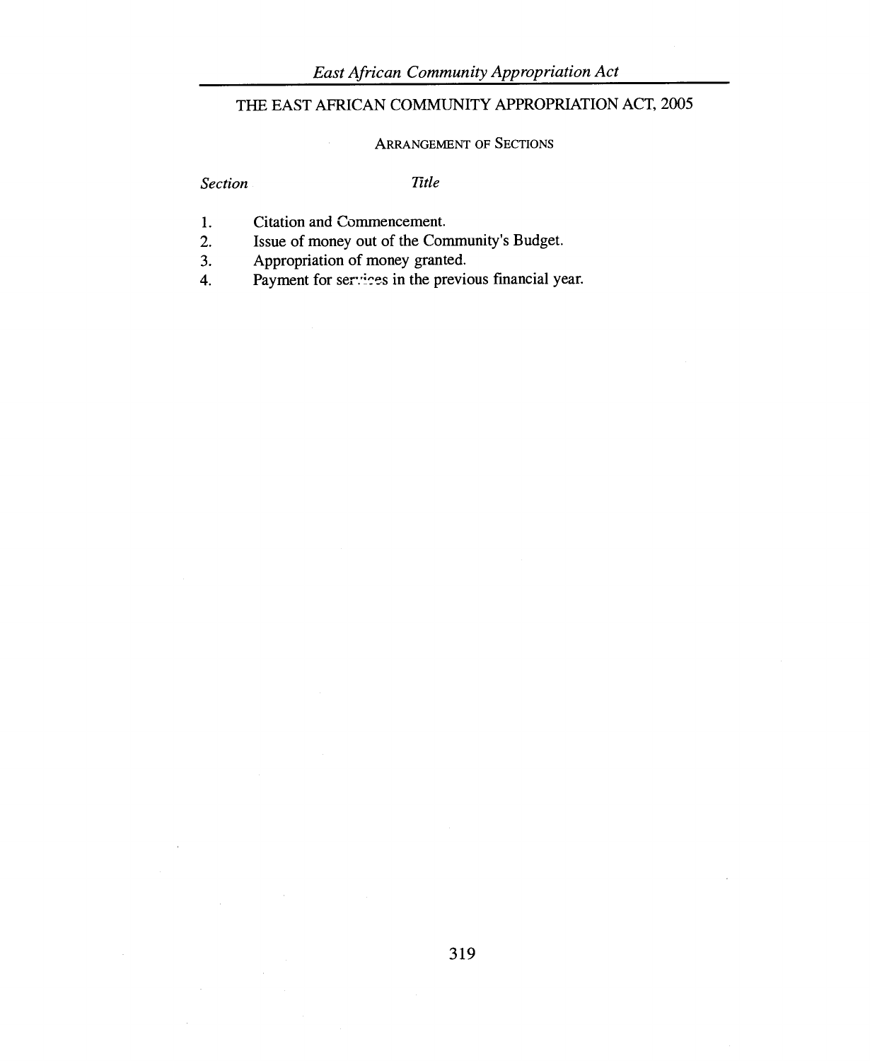# THE EAST AFRICAN COMMUNITY APPROPRIATION ACT, 2005

## ARRANGEMENT OF SECTIONS

| *Section* | *Title* |
| --- | --- |
| 1. | Citation and Commencement. |
| 2. | Issue of money out of the Community's Budget. |
| 3. | Appropriation of money granted. |
| 4. | Payment for services in the previous financial year. |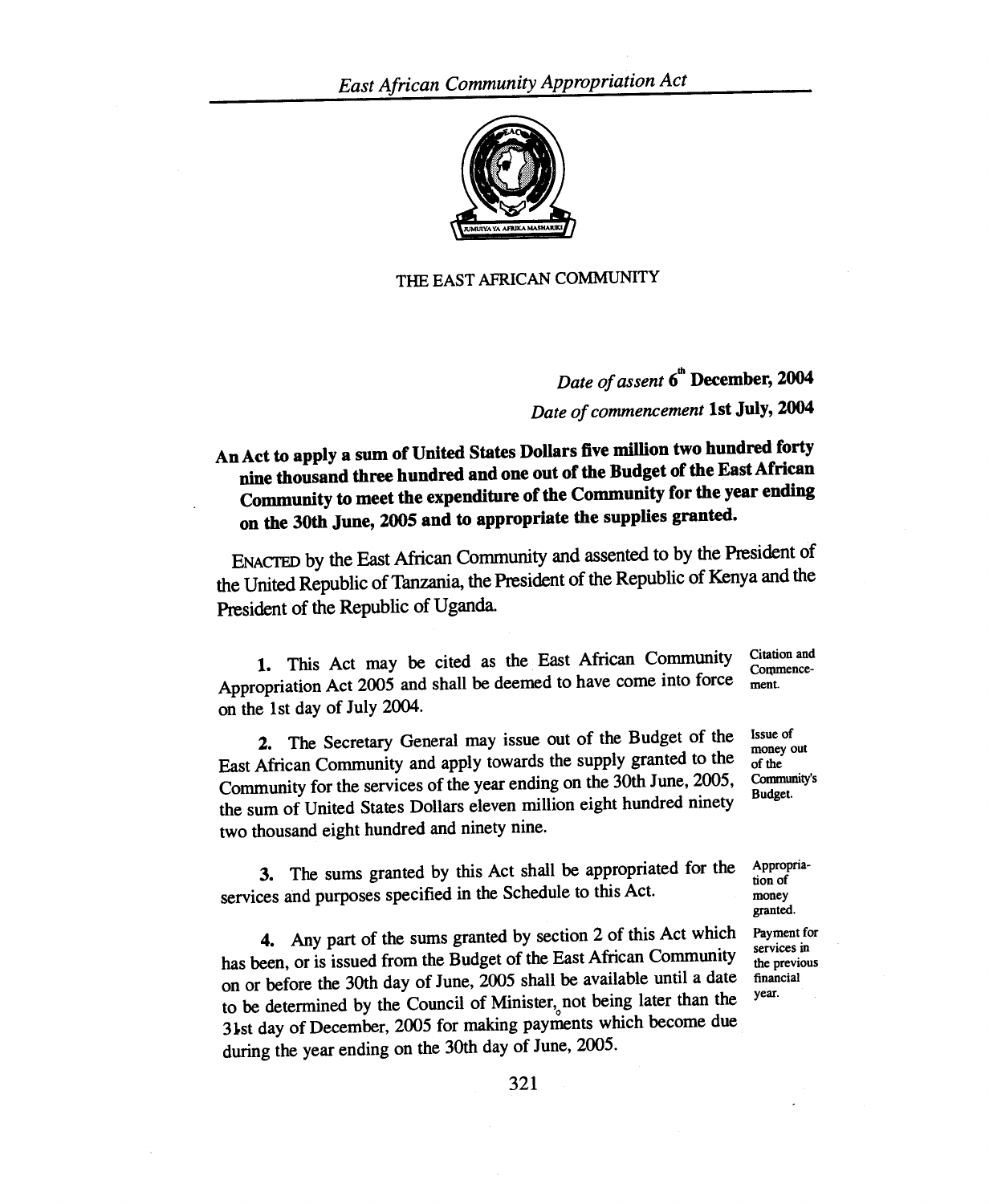THE EAST AFRICAN COMMUNITY

*Date of assent* **6th December, 2004**

*Date of commencement* **1st July, 2004**

**An Act to apply a sum of United States Dollars five million two hundred forty nine thousand three hundred and one out of the Budget of the East African Community to meet the expenditure of the Community for the year ending on the 30th June, 2005 and to appropriate the supplies granted.**

ENACTED by the East African Community and assented to by the President of the United Republic of Tanzania, the President of the Republic of Kenya and the President of the Republic of Uganda.

*Citation and Commencement.*

**1.** This Act may be cited as the East African Community Appropriation Act 2005 and shall be deemed to have come into force on the 1st day of July 2004.

*Issue of money out of the Community's Budget.*

**2.** The Secretary General may issue out of the Budget of the East African Community and apply towards the supply granted to the Community for the services of the year ending on the 30th June, 2005, the sum of United States Dollars eleven million eight hundred ninety two thousand eight hundred and ninety nine.

*Appropriation of money granted.*

**3.** The sums granted by this Act shall be appropriated for the services and purposes specified in the Schedule to this Act.

*Payment for services in the previous financial year.*

**4.** Any part of the sums granted by section 2 of this Act which has been, or is issued from the Budget of the East African Community on or before the 30th day of June, 2005 shall be available until a date to be determined by the Council of Minister, not being later than the 31st day of December, 2005 for making payments which become due during the year ending on the 30th day of June, 2005.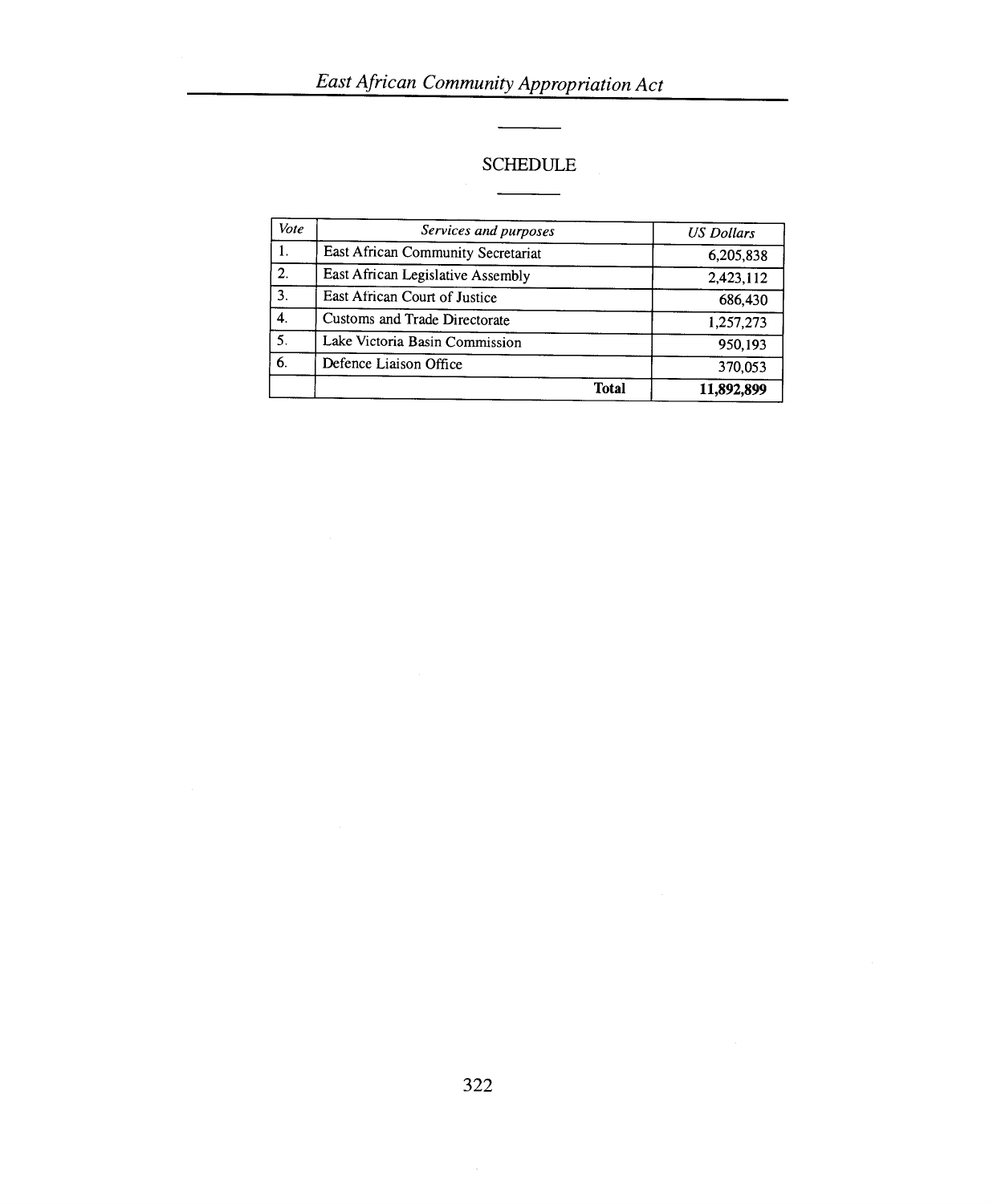## SCHEDULE

| *Vote* | *Services and purposes* | *US Dollars* |
|---|---|---|
| 1. | East African Community Secretariat | 6,205,838 |
| 2. | East African Legislative Assembly | 2,423,112 |
| 3. | East African Court of Justice | 686,430 |
| 4. | Customs and Trade Directorate | 1,257,273 |
| 5. | Lake Victoria Basin Commission | 950,193 |
| 6. | Defence Liaison Office | 370,053 |
| | **Total** | **11,892,899** |